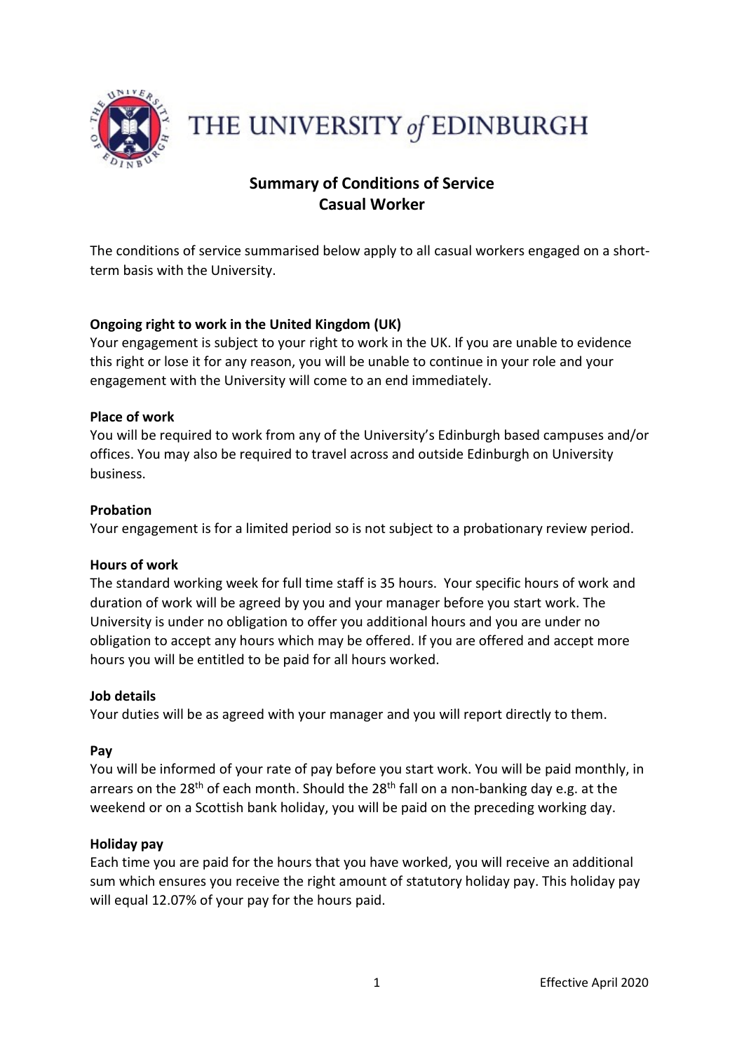# THE UNIVERSITY *of* EDINBURGH

## Summary of Conditions of Service
## Casual Worker

The conditions of service summarised below apply to all casual workers engaged on a short-term basis with the University.

**Ongoing right to work in the United Kingdom (UK)**

Your engagement is subject to your right to work in the UK. If you are unable to evidence this right or lose it for any reason, you will be unable to continue in your role and your engagement with the University will come to an end immediately.

**Place of work**

You will be required to work from any of the University's Edinburgh based campuses and/or offices. You may also be required to travel across and outside Edinburgh on University business.

**Probation**

Your engagement is for a limited period so is not subject to a probationary review period.

**Hours of work**

The standard working week for full time staff is 35 hours. Your specific hours of work and duration of work will be agreed by you and your manager before you start work. The University is under no obligation to offer you additional hours and you are under no obligation to accept any hours which may be offered. If you are offered and accept more hours you will be entitled to be paid for all hours worked.

**Job details**

Your duties will be as agreed with your manager and you will report directly to them.

**Pay**

You will be informed of your rate of pay before you start work. You will be paid monthly, in arrears on the 28th of each month. Should the 28th fall on a non-banking day e.g. at the weekend or on a Scottish bank holiday, you will be paid on the preceding working day.

**Holiday pay**

Each time you are paid for the hours that you have worked, you will receive an additional sum which ensures you receive the right amount of statutory holiday pay. This holiday pay will equal 12.07% of your pay for the hours paid.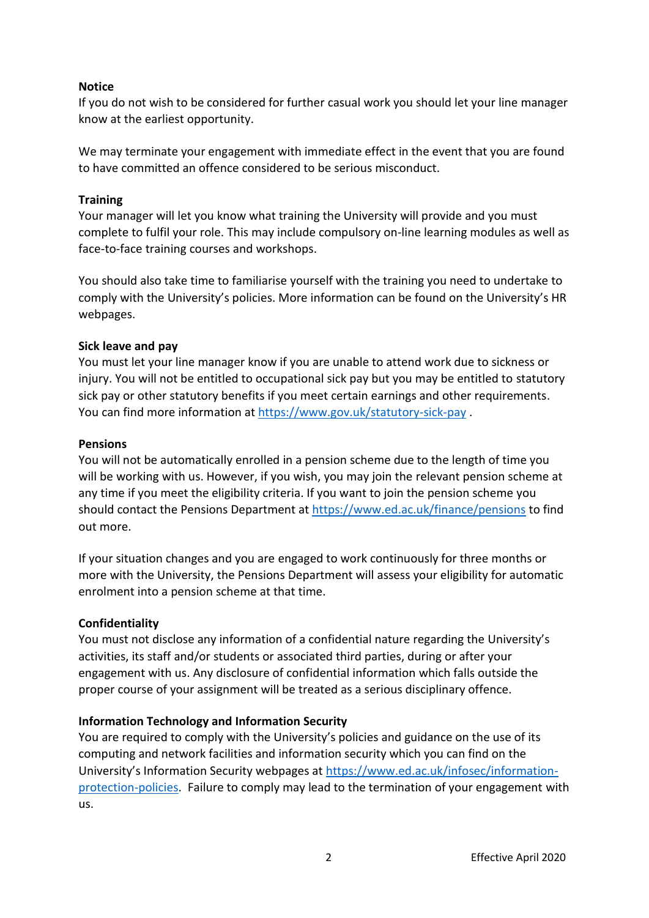**Notice**

If you do not wish to be considered for further casual work you should let your line manager know at the earliest opportunity.

We may terminate your engagement with immediate effect in the event that you are found to have committed an offence considered to be serious misconduct.

**Training**

Your manager will let you know what training the University will provide and you must complete to fulfil your role. This may include compulsory on-line learning modules as well as face-to-face training courses and workshops.

You should also take time to familiarise yourself with the training you need to undertake to comply with the University's policies. More information can be found on the University's HR webpages.

**Sick leave and pay**

You must let your line manager know if you are unable to attend work due to sickness or injury. You will not be entitled to occupational sick pay but you may be entitled to statutory sick pay or other statutory benefits if you meet certain earnings and other requirements. You can find more information at https://www.gov.uk/statutory-sick-pay .

**Pensions**

You will not be automatically enrolled in a pension scheme due to the length of time you will be working with us. However, if you wish, you may join the relevant pension scheme at any time if you meet the eligibility criteria. If you want to join the pension scheme you should contact the Pensions Department at https://www.ed.ac.uk/finance/pensions to find out more.

If your situation changes and you are engaged to work continuously for three months or more with the University, the Pensions Department will assess your eligibility for automatic enrolment into a pension scheme at that time.

**Confidentiality**

You must not disclose any information of a confidential nature regarding the University's activities, its staff and/or students or associated third parties, during or after your engagement with us. Any disclosure of confidential information which falls outside the proper course of your assignment will be treated as a serious disciplinary offence.

**Information Technology and Information Security**

You are required to comply with the University's policies and guidance on the use of its computing and network facilities and information security which you can find on the University's Information Security webpages at https://www.ed.ac.uk/infosec/information-protection-policies. Failure to comply may lead to the termination of your engagement with us.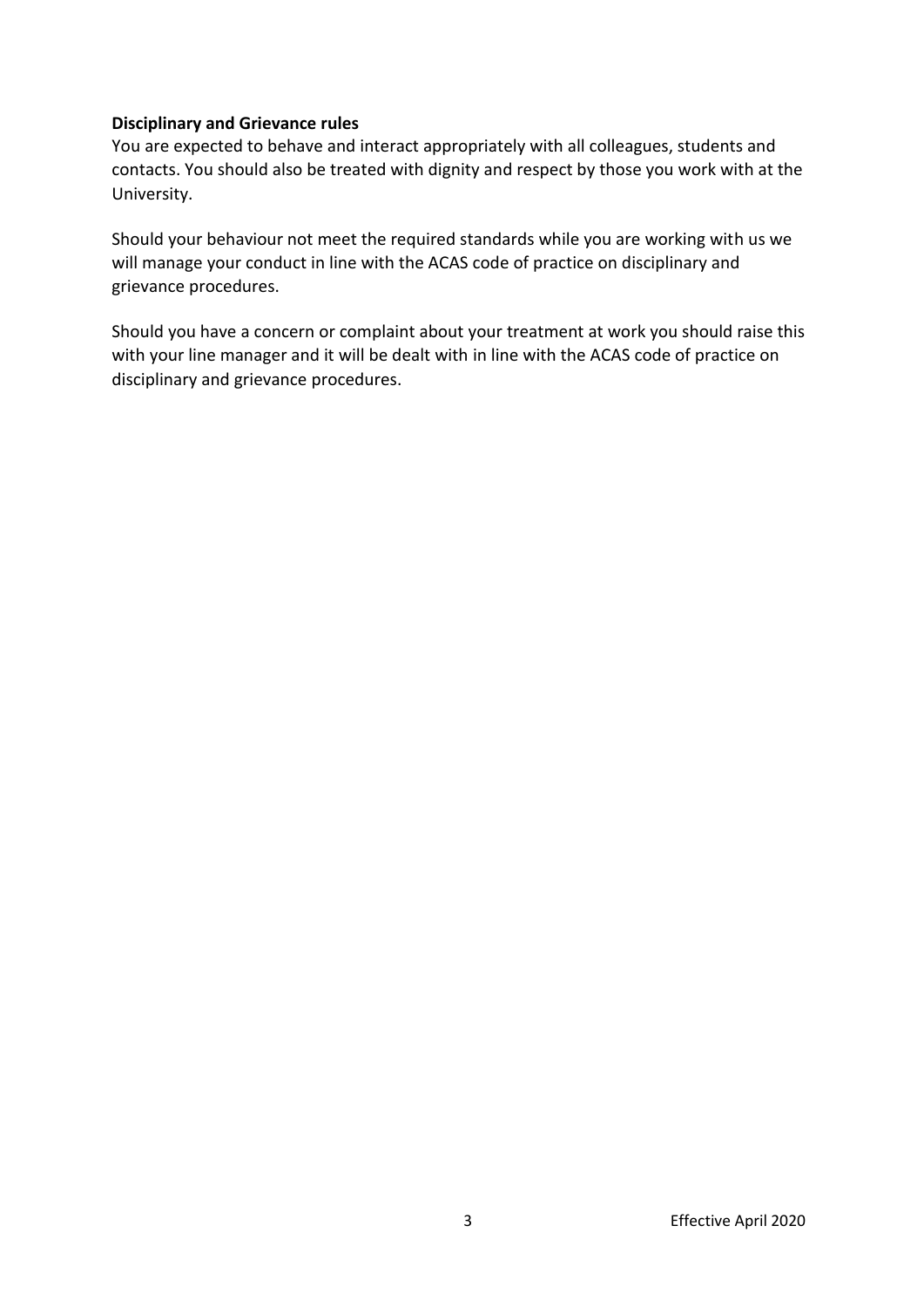**Disciplinary and Grievance rules**

You are expected to behave and interact appropriately with all colleagues, students and contacts. You should also be treated with dignity and respect by those you work with at the University.

Should your behaviour not meet the required standards while you are working with us we will manage your conduct in line with the ACAS code of practice on disciplinary and grievance procedures.

Should you have a concern or complaint about your treatment at work you should raise this with your line manager and it will be dealt with in line with the ACAS code of practice on disciplinary and grievance procedures.